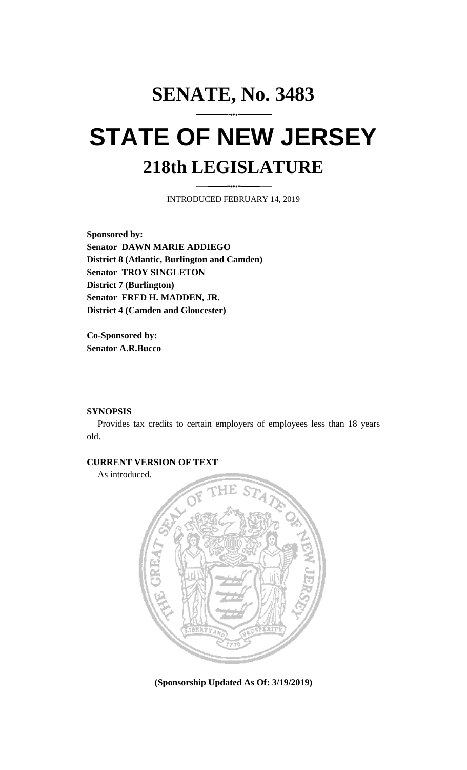# SENATE, No. 3483

# STATE OF NEW JERSEY

## 218th LEGISLATURE

INTRODUCED FEBRUARY 14, 2019

**Sponsored by:**
**Senator DAWN MARIE ADDIEGO**
**District 8 (Atlantic, Burlington and Camden)**
**Senator TROY SINGLETON**
**District 7 (Burlington)**
**Senator FRED H. MADDEN, JR.**
**District 4 (Camden and Gloucester)**

**Co-Sponsored by:**
**Senator A.R.Bucco**

**SYNOPSIS**

Provides tax credits to certain employers of employees less than 18 years old.

**CURRENT VERSION OF TEXT**

As introduced.

**(Sponsorship Updated As Of: 3/19/2019)**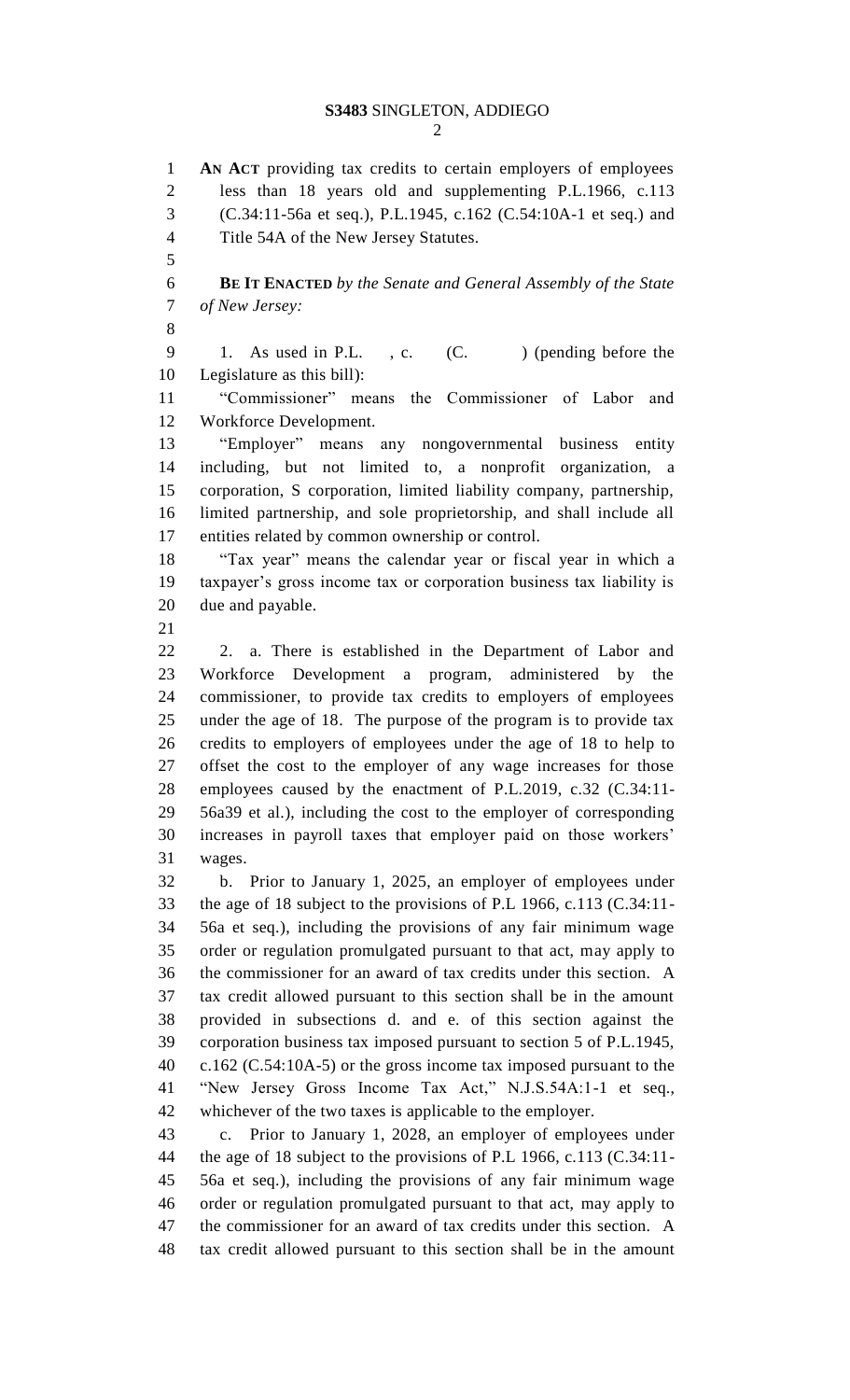**AN ACT** providing tax credits to certain employers of employees less than 18 years old and supplementing P.L.1966, c.113 (C.34:11-56a et seq.), P.L.1945, c.162 (C.54:10A-1 et seq.) and Title 54A of the New Jersey Statutes.

**BE IT ENACTED** *by the Senate and General Assembly of the State of New Jersey:*

1. As used in P.L. , c. (C. ) (pending before the Legislature as this bill):

"Commissioner" means the Commissioner of Labor and Workforce Development.

"Employer" means any nongovernmental business entity including, but not limited to, a nonprofit organization, a corporation, S corporation, limited liability company, partnership, limited partnership, and sole proprietorship, and shall include all entities related by common ownership or control.

"Tax year" means the calendar year or fiscal year in which a taxpayer's gross income tax or corporation business tax liability is due and payable.

2. a. There is established in the Department of Labor and Workforce Development a program, administered by the commissioner, to provide tax credits to employers of employees under the age of 18. The purpose of the program is to provide tax credits to employers of employees under the age of 18 to help to offset the cost to the employer of any wage increases for those employees caused by the enactment of P.L.2019, c.32 (C.34:11-56a39 et al.), including the cost to the employer of corresponding increases in payroll taxes that employer paid on those workers' wages.

b. Prior to January 1, 2025, an employer of employees under the age of 18 subject to the provisions of P.L 1966, c.113 (C.34:11-56a et seq.), including the provisions of any fair minimum wage order or regulation promulgated pursuant to that act, may apply to the commissioner for an award of tax credits under this section. A tax credit allowed pursuant to this section shall be in the amount provided in subsections d. and e. of this section against the corporation business tax imposed pursuant to section 5 of P.L.1945, c.162 (C.54:10A-5) or the gross income tax imposed pursuant to the "New Jersey Gross Income Tax Act," N.J.S.54A:1-1 et seq., whichever of the two taxes is applicable to the employer.

c. Prior to January 1, 2028, an employer of employees under the age of 18 subject to the provisions of P.L 1966, c.113 (C.34:11-56a et seq.), including the provisions of any fair minimum wage order or regulation promulgated pursuant to that act, may apply to the commissioner for an award of tax credits under this section. A tax credit allowed pursuant to this section shall be in the amount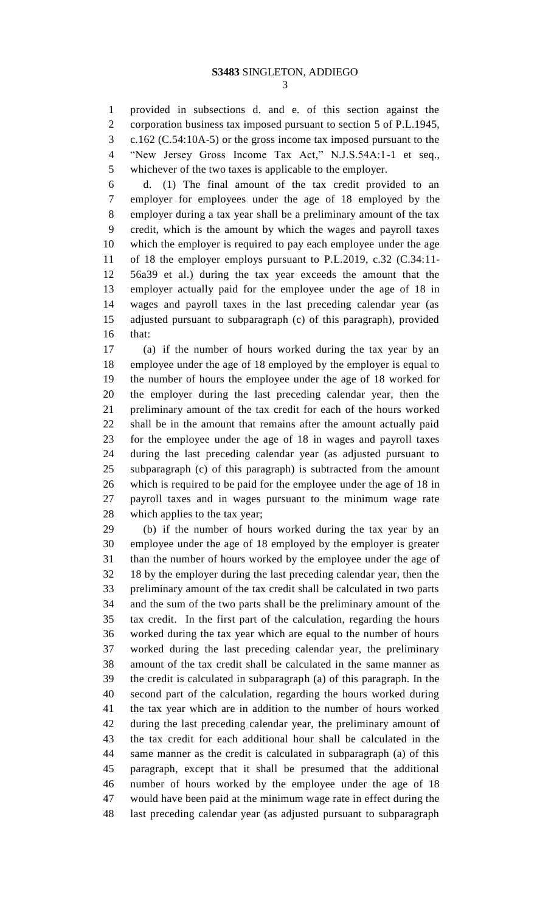provided in subsections d. and e. of this section against the corporation business tax imposed pursuant to section 5 of P.L.1945, c.162 (C.54:10A-5) or the gross income tax imposed pursuant to the "New Jersey Gross Income Tax Act," N.J.S.54A:1-1 et seq., whichever of the two taxes is applicable to the employer.

d. (1) The final amount of the tax credit provided to an employer for employees under the age of 18 employed by the employer during a tax year shall be a preliminary amount of the tax credit, which is the amount by which the wages and payroll taxes which the employer is required to pay each employee under the age of 18 the employer employs pursuant to P.L.2019, c.32 (C.34:11-56a39 et al.) during the tax year exceeds the amount that the employer actually paid for the employee under the age of 18 in wages and payroll taxes in the last preceding calendar year (as adjusted pursuant to subparagraph (c) of this paragraph), provided that:

(a) if the number of hours worked during the tax year by an employee under the age of 18 employed by the employer is equal to the number of hours the employee under the age of 18 worked for the employer during the last preceding calendar year, then the preliminary amount of the tax credit for each of the hours worked shall be in the amount that remains after the amount actually paid for the employee under the age of 18 in wages and payroll taxes during the last preceding calendar year (as adjusted pursuant to subparagraph (c) of this paragraph) is subtracted from the amount which is required to be paid for the employee under the age of 18 in payroll taxes and in wages pursuant to the minimum wage rate which applies to the tax year;

(b) if the number of hours worked during the tax year by an employee under the age of 18 employed by the employer is greater than the number of hours worked by the employee under the age of 18 by the employer during the last preceding calendar year, then the preliminary amount of the tax credit shall be calculated in two parts and the sum of the two parts shall be the preliminary amount of the tax credit. In the first part of the calculation, regarding the hours worked during the tax year which are equal to the number of hours worked during the last preceding calendar year, the preliminary amount of the tax credit shall be calculated in the same manner as the credit is calculated in subparagraph (a) of this paragraph. In the second part of the calculation, regarding the hours worked during the tax year which are in addition to the number of hours worked during the last preceding calendar year, the preliminary amount of the tax credit for each additional hour shall be calculated in the same manner as the credit is calculated in subparagraph (a) of this paragraph, except that it shall be presumed that the additional number of hours worked by the employee under the age of 18 would have been paid at the minimum wage rate in effect during the last preceding calendar year (as adjusted pursuant to subparagraph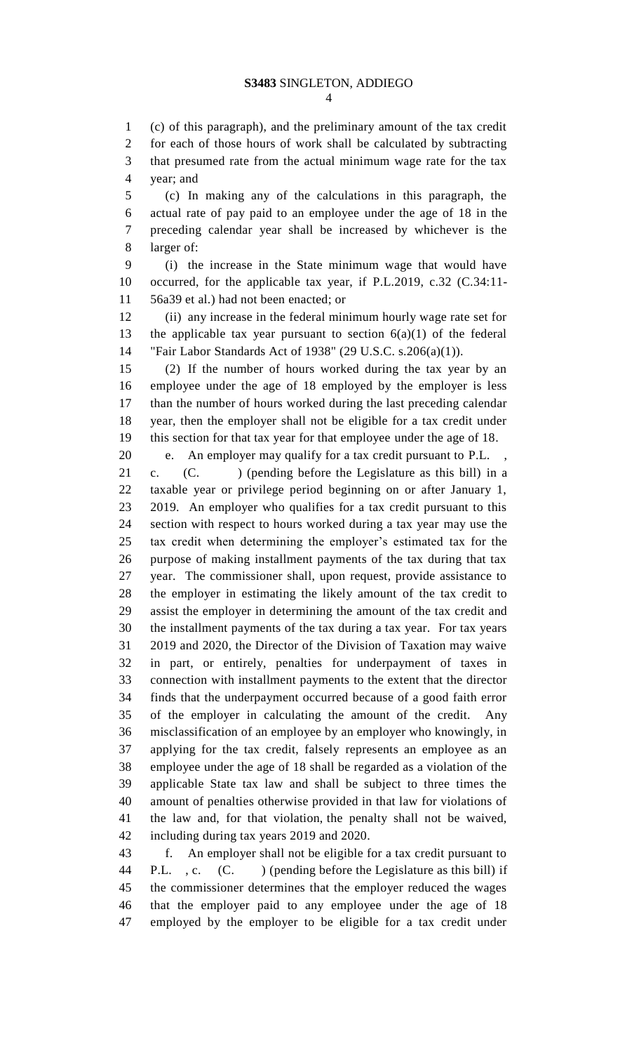(c) of this paragraph), and the preliminary amount of the tax credit for each of those hours of work shall be calculated by subtracting that presumed rate from the actual minimum wage rate for the tax year; and

(c) In making any of the calculations in this paragraph, the actual rate of pay paid to an employee under the age of 18 in the preceding calendar year shall be increased by whichever is the larger of:

(i) the increase in the State minimum wage that would have occurred, for the applicable tax year, if P.L.2019, c.32 (C.34:11-56a39 et al.) had not been enacted; or

(ii) any increase in the federal minimum hourly wage rate set for the applicable tax year pursuant to section 6(a)(1) of the federal "Fair Labor Standards Act of 1938" (29 U.S.C. s.206(a)(1)).

(2) If the number of hours worked during the tax year by an employee under the age of 18 employed by the employer is less than the number of hours worked during the last preceding calendar year, then the employer shall not be eligible for a tax credit under this section for that tax year for that employee under the age of 18.

e. An employer may qualify for a tax credit pursuant to P.L. , c. (C. ) (pending before the Legislature as this bill) in a taxable year or privilege period beginning on or after January 1, 2019. An employer who qualifies for a tax credit pursuant to this section with respect to hours worked during a tax year may use the tax credit when determining the employer's estimated tax for the purpose of making installment payments of the tax during that tax year. The commissioner shall, upon request, provide assistance to the employer in estimating the likely amount of the tax credit to assist the employer in determining the amount of the tax credit and the installment payments of the tax during a tax year. For tax years 2019 and 2020, the Director of the Division of Taxation may waive in part, or entirely, penalties for underpayment of taxes in connection with installment payments to the extent that the director finds that the underpayment occurred because of a good faith error of the employer in calculating the amount of the credit. Any misclassification of an employee by an employer who knowingly, in applying for the tax credit, falsely represents an employee as an employee under the age of 18 shall be regarded as a violation of the applicable State tax law and shall be subject to three times the amount of penalties otherwise provided in that law for violations of the law and, for that violation, the penalty shall not be waived, including during tax years 2019 and 2020.

f. An employer shall not be eligible for a tax credit pursuant to P.L. , c. (C. ) (pending before the Legislature as this bill) if the commissioner determines that the employer reduced the wages that the employer paid to any employee under the age of 18 employed by the employer to be eligible for a tax credit under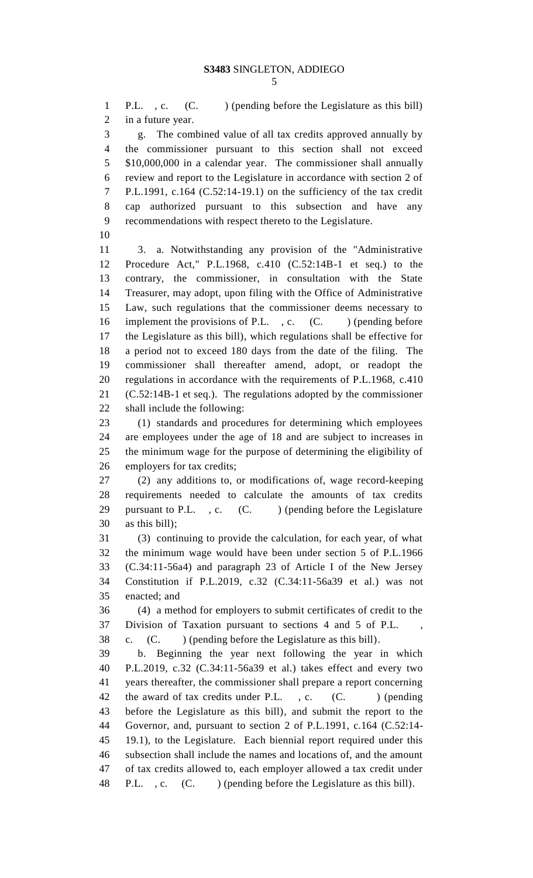P.L. , c. (C. ) (pending before the Legislature as this bill) in a future year.

g. The combined value of all tax credits approved annually by the commissioner pursuant to this section shall not exceed $10,000,000 in a calendar year. The commissioner shall annually review and report to the Legislature in accordance with section 2 of P.L.1991, c.164 (C.52:14-19.1) on the sufficiency of the tax credit cap authorized pursuant to this subsection and have any recommendations with respect thereto to the Legislature.

3. a. Notwithstanding any provision of the "Administrative Procedure Act," P.L.1968, c.410 (C.52:14B-1 et seq.) to the contrary, the commissioner, in consultation with the State Treasurer, may adopt, upon filing with the Office of Administrative Law, such regulations that the commissioner deems necessary to implement the provisions of P.L. , c. (C. ) (pending before the Legislature as this bill), which regulations shall be effective for a period not to exceed 180 days from the date of the filing. The commissioner shall thereafter amend, adopt, or readopt the regulations in accordance with the requirements of P.L.1968, c.410 (C.52:14B-1 et seq.). The regulations adopted by the commissioner shall include the following:

(1) standards and procedures for determining which employees are employees under the age of 18 and are subject to increases in the minimum wage for the purpose of determining the eligibility of employers for tax credits;

(2) any additions to, or modifications of, wage record-keeping requirements needed to calculate the amounts of tax credits pursuant to P.L. , c. (C. ) (pending before the Legislature as this bill);

(3) continuing to provide the calculation, for each year, of what the minimum wage would have been under section 5 of P.L.1966 (C.34:11-56a4) and paragraph 23 of Article I of the New Jersey Constitution if P.L.2019, c.32 (C.34:11-56a39 et al.) was not enacted; and

(4) a method for employers to submit certificates of credit to the Division of Taxation pursuant to sections 4 and 5 of P.L. , c. (C. ) (pending before the Legislature as this bill).

b. Beginning the year next following the year in which P.L.2019, c.32 (C.34:11-56a39 et al.) takes effect and every two years thereafter, the commissioner shall prepare a report concerning the award of tax credits under P.L. , c. (C. ) (pending before the Legislature as this bill), and submit the report to the Governor, and, pursuant to section 2 of P.L.1991, c.164 (C.52:14-19.1), to the Legislature. Each biennial report required under this subsection shall include the names and locations of, and the amount of tax credits allowed to, each employer allowed a tax credit under P.L. , c. (C. ) (pending before the Legislature as this bill).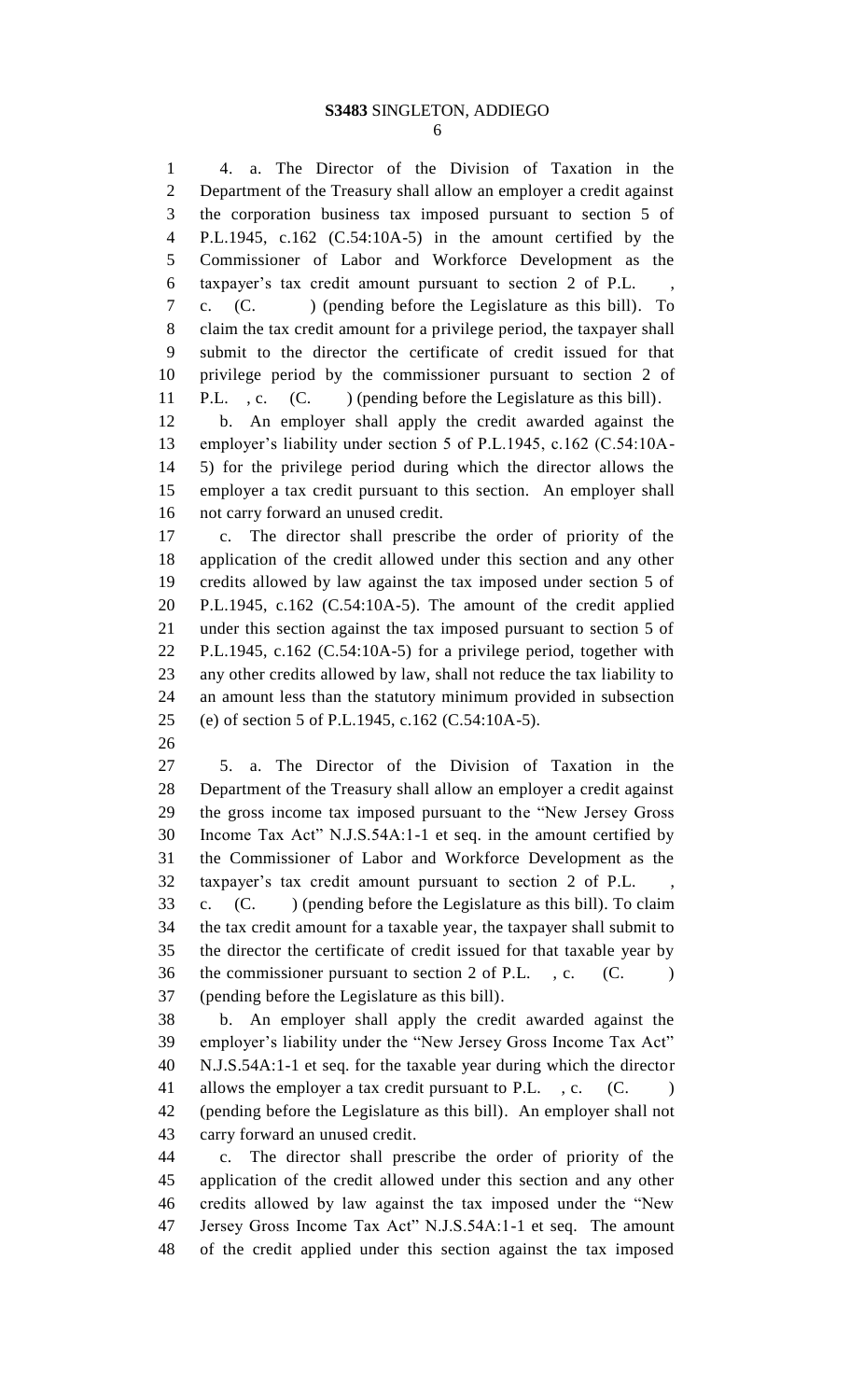4. a. The Director of the Division of Taxation in the Department of the Treasury shall allow an employer a credit against the corporation business tax imposed pursuant to section 5 of P.L.1945, c.162 (C.54:10A-5) in the amount certified by the Commissioner of Labor and Workforce Development as the taxpayer's tax credit amount pursuant to section 2 of P.L. , c. (C. ) (pending before the Legislature as this bill). To claim the tax credit amount for a privilege period, the taxpayer shall submit to the director the certificate of credit issued for that privilege period by the commissioner pursuant to section 2 of P.L. , c. (C. ) (pending before the Legislature as this bill).

b. An employer shall apply the credit awarded against the employer's liability under section 5 of P.L.1945, c.162 (C.54:10A-5) for the privilege period during which the director allows the employer a tax credit pursuant to this section. An employer shall not carry forward an unused credit.

c. The director shall prescribe the order of priority of the application of the credit allowed under this section and any other credits allowed by law against the tax imposed under section 5 of P.L.1945, c.162 (C.54:10A-5). The amount of the credit applied under this section against the tax imposed pursuant to section 5 of P.L.1945, c.162 (C.54:10A-5) for a privilege period, together with any other credits allowed by law, shall not reduce the tax liability to an amount less than the statutory minimum provided in subsection (e) of section 5 of P.L.1945, c.162 (C.54:10A-5).

5. a. The Director of the Division of Taxation in the Department of the Treasury shall allow an employer a credit against the gross income tax imposed pursuant to the "New Jersey Gross Income Tax Act" N.J.S.54A:1-1 et seq. in the amount certified by the Commissioner of Labor and Workforce Development as the taxpayer's tax credit amount pursuant to section 2 of P.L. , c. (C. ) (pending before the Legislature as this bill). To claim the tax credit amount for a taxable year, the taxpayer shall submit to the director the certificate of credit issued for that taxable year by the commissioner pursuant to section 2 of P.L. , c. (C. ) (pending before the Legislature as this bill).

b. An employer shall apply the credit awarded against the employer's liability under the "New Jersey Gross Income Tax Act" N.J.S.54A:1-1 et seq. for the taxable year during which the director allows the employer a tax credit pursuant to P.L. , c. (C. ) (pending before the Legislature as this bill). An employer shall not carry forward an unused credit.

c. The director shall prescribe the order of priority of the application of the credit allowed under this section and any other credits allowed by law against the tax imposed under the "New Jersey Gross Income Tax Act" N.J.S.54A:1-1 et seq. The amount of the credit applied under this section against the tax imposed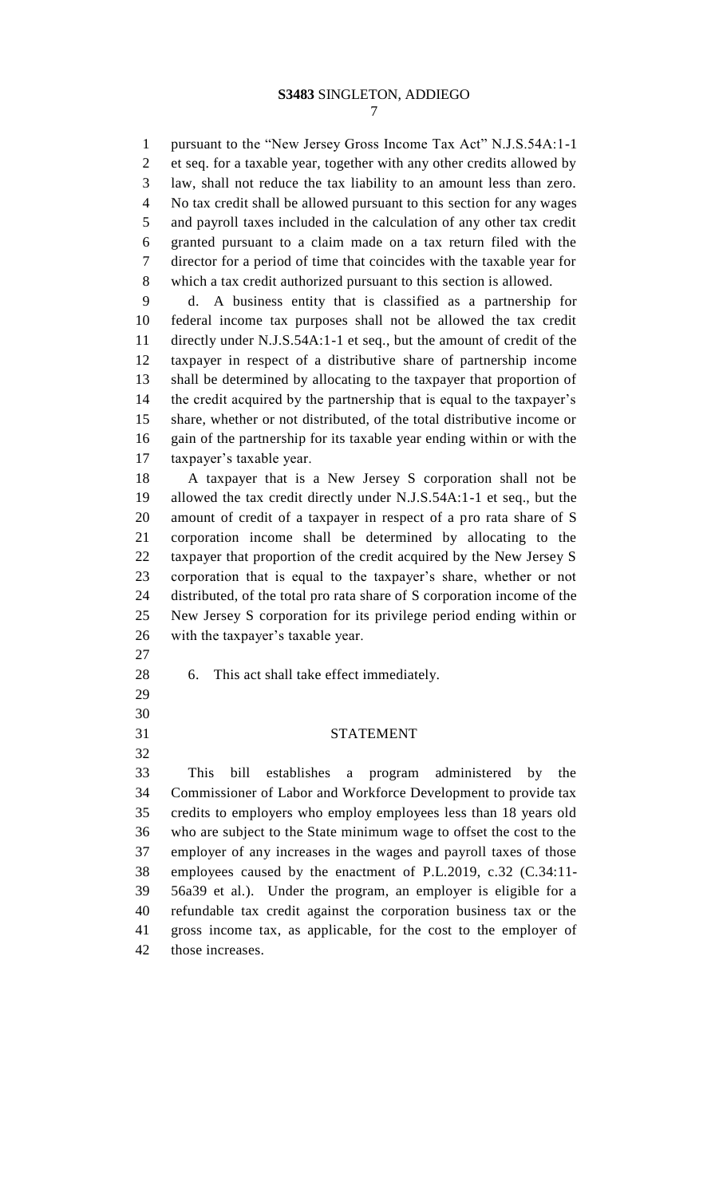pursuant to the "New Jersey Gross Income Tax Act" N.J.S.54A:1-1 et seq. for a taxable year, together with any other credits allowed by law, shall not reduce the tax liability to an amount less than zero. No tax credit shall be allowed pursuant to this section for any wages and payroll taxes included in the calculation of any other tax credit granted pursuant to a claim made on a tax return filed with the director for a period of time that coincides with the taxable year for which a tax credit authorized pursuant to this section is allowed.

d. A business entity that is classified as a partnership for federal income tax purposes shall not be allowed the tax credit directly under N.J.S.54A:1-1 et seq., but the amount of credit of the taxpayer in respect of a distributive share of partnership income shall be determined by allocating to the taxpayer that proportion of the credit acquired by the partnership that is equal to the taxpayer's share, whether or not distributed, of the total distributive income or gain of the partnership for its taxable year ending within or with the taxpayer's taxable year.

A taxpayer that is a New Jersey S corporation shall not be allowed the tax credit directly under N.J.S.54A:1-1 et seq., but the amount of credit of a taxpayer in respect of a pro rata share of S corporation income shall be determined by allocating to the taxpayer that proportion of the credit acquired by the New Jersey S corporation that is equal to the taxpayer's share, whether or not distributed, of the total pro rata share of S corporation income of the New Jersey S corporation for its privilege period ending within or with the taxpayer's taxable year.

6. This act shall take effect immediately.

## STATEMENT

This bill establishes a program administered by the Commissioner of Labor and Workforce Development to provide tax credits to employers who employ employees less than 18 years old who are subject to the State minimum wage to offset the cost to the employer of any increases in the wages and payroll taxes of those employees caused by the enactment of P.L.2019, c.32 (C.34:11-56a39 et al.). Under the program, an employer is eligible for a refundable tax credit against the corporation business tax or the gross income tax, as applicable, for the cost to the employer of those increases.